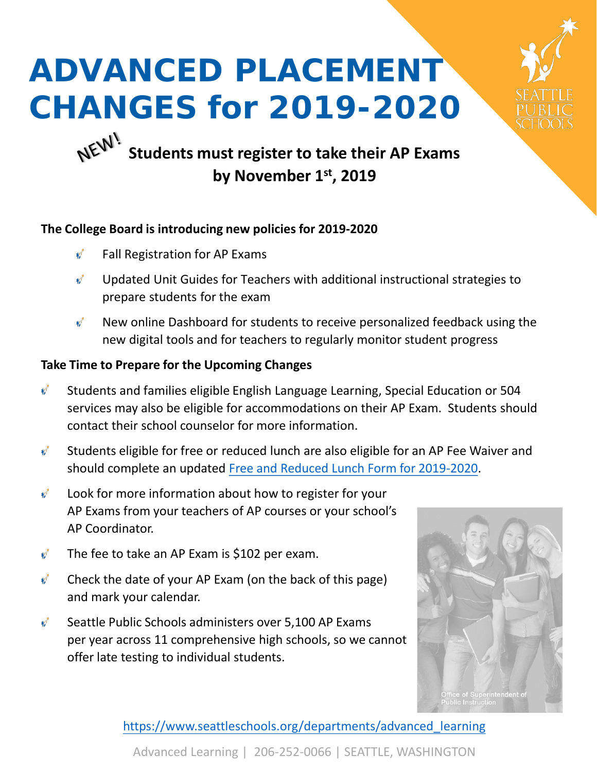# ADVANCED PLACEMENT CHANGES for 2019-2020

NEW! **Students must register to take their AP Exams by November 1st, 2019**

**The College Board is introducing new policies for 2019-2020**

- Fall Registration for AP Exams
- Updated Unit Guides for Teachers with additional instructional strategies to prepare students for the exam
- New online Dashboard for students to receive personalized feedback using the new digital tools and for teachers to regularly monitor student progress

**Take Time to Prepare for the Upcoming Changes**

- Students and families eligible English Language Learning, Special Education or 504 services may also be eligible for accommodations on their AP Exam. Students should contact their school counselor for more information.
- Students eligible for free or reduced lunch are also eligible for an AP Fee Waiver and should complete an updated [Free and Reduced Lunch Form for 2019-2020](#).
- Look for more information about how to register for your AP Exams from your teachers of AP courses or your school's AP Coordinator.
- The fee to take an AP Exam is $102 per exam.
- Check the date of your AP Exam (on the back of this page) and mark your calendar.
- Seattle Public Schools administers over 5,100 AP Exams per year across 11 comprehensive high schools, so we cannot offer late testing to individual students.

Office of Superintendent of Public Instruction

https://www.seattleschools.org/departments/advanced_learning

Advanced Learning | 206-252-0066 | SEATTLE, WASHINGTON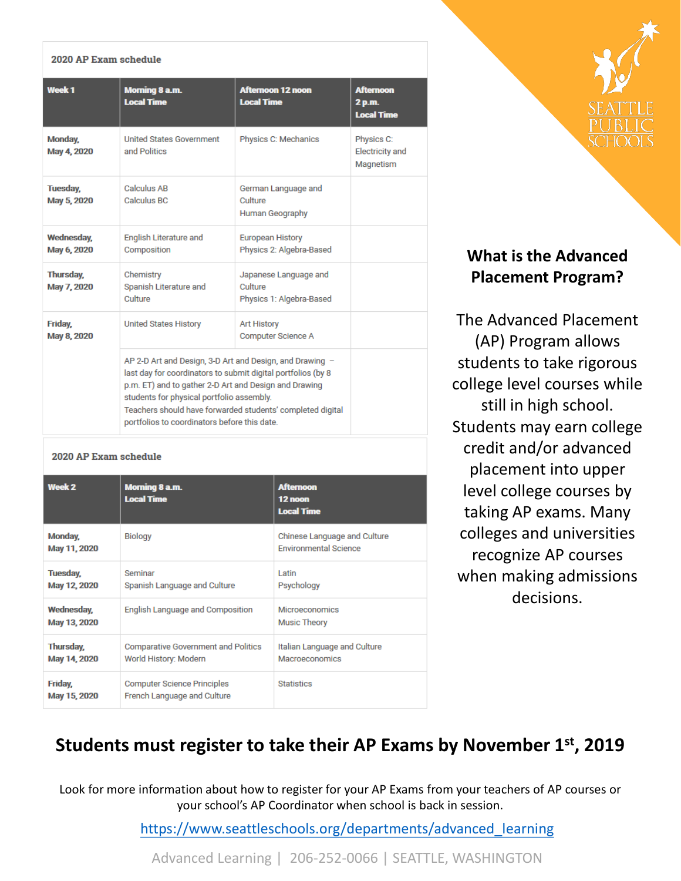## 2020 AP Exam schedule

| Week 1 | Morning 8 a.m. Local Time | Afternoon 12 noon Local Time | Afternoon 2 p.m. Local Time |
|---|---|---|---|
| **Monday, May 4, 2020** | United States Government and Politics | Physics C: Mechanics | Physics C: Electricity and Magnetism |
| **Tuesday, May 5, 2020** | Calculus AB<br>Calculus BC | German Language and Culture<br>Human Geography | |
| **Wednesday, May 6, 2020** | English Literature and Composition | European History<br>Physics 2: Algebra-Based | |
| **Thursday, May 7, 2020** | Chemistry<br>Spanish Literature and Culture | Japanese Language and Culture<br>Physics 1: Algebra-Based | |
| **Friday, May 8, 2020** | United States History | Art History<br>Computer Science A | |
| | AP 2-D Art and Design, 3-D Art and Design, and Drawing – last day for coordinators to submit digital portfolios (by 8 p.m. ET) and to gather 2-D Art and Design and Drawing students for physical portfolio assembly.<br>Teachers should have forwarded students' completed digital portfolios to coordinators before this date. | | |

## 2020 AP Exam schedule

| Week 2 | Morning 8 a.m. Local Time | Afternoon 12 noon Local Time |
|---|---|---|
| **Monday, May 11, 2020** | Biology | Chinese Language and Culture<br>Environmental Science |
| **Tuesday, May 12, 2020** | Seminar<br>Spanish Language and Culture | Latin<br>Psychology |
| **Wednesday, May 13, 2020** | English Language and Composition | Microeconomics<br>Music Theory |
| **Thursday, May 14, 2020** | Comparative Government and Politics<br>World History: Modern | Italian Language and Culture<br>Macroeconomics |
| **Friday, May 15, 2020** | Computer Science Principles<br>French Language and Culture | Statistics |

## What is the Advanced Placement Program?

The Advanced Placement (AP) Program allows students to take rigorous college level courses while still in high school. Students may earn college credit and/or advanced placement into upper level college courses by taking AP exams. Many colleges and universities recognize AP courses when making admissions decisions.

## Students must register to take their AP Exams by November 1st, 2019

Look for more information about how to register for your AP Exams from your teachers of AP courses or your school's AP Coordinator when school is back in session.

https://www.seattleschools.org/departments/advanced_learning

Advanced Learning | 206-252-0066 | SEATTLE, WASHINGTON